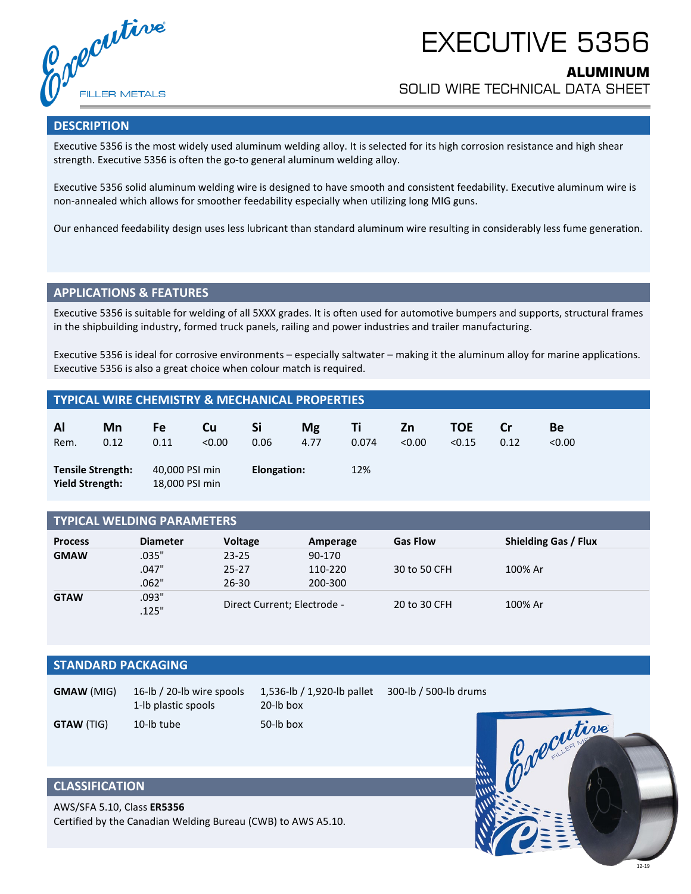# EXECUTIVE 5356

**ALUMINUM**

SOLID WIRE TECHNICAL DATA SHEET

## DESCRIPTION

Executive 5356 is the most widely used aluminum welding alloy. It is selected for its high corrosion resistance and high shear strength. Executive 5356 is often the go-to general aluminum welding alloy.

Executive 5356 solid aluminum welding wire is designed to have smooth and consistent feedability. Executive aluminum wire is non-annealed which allows for smoother feedability especially when utilizing long MIG guns.

Our enhanced feedability design uses less lubricant than standard aluminum wire resulting in considerably less fume generation.

## APPLICATIONS & FEATURES

Executive 5356 is suitable for welding of all 5XXX grades. It is often used for automotive bumpers and supports, structural frames in the shipbuilding industry, formed truck panels, railing and power industries and trailer manufacturing.

Executive 5356 is ideal for corrosive environments – especially saltwater – making it the aluminum alloy for marine applications. Executive 5356 is also a great choice when colour match is required.

## TYPICAL WIRE CHEMISTRY & MECHANICAL PROPERTIES

| Al | Mn | Fe | Cu | Si | Mg | Ti | Zn | TOE | Cr | Be |
|---|---|---|---|---|---|---|---|---|---|---|
| Rem. | 0.12 | 0.11 | <0.00 | 0.06 | 4.77 | 0.074 | <0.00 | <0.15 | 0.12 | <0.00 |

**Tensile Strength:** 40,000 PSI min
**Yield Strength:** 18,000 PSI min
**Elongation:** 12%

## TYPICAL WELDING PARAMETERS

| Process | Diameter | Voltage | Amperage | Gas Flow | Shielding Gas / Flux |
|---|---|---|---|---|---|
| **GMAW** | .035" | 23-25 | 90-170 | 30 to 50 CFH | 100% Ar |
| | .047" | 25-27 | 110-220 | | |
| | .062" | 26-30 | 200-300 | | |
| **GTAW** | .093"<br>.125" | Direct Current; Electrode - | | 20 to 30 CFH | 100% Ar |

## STANDARD PACKAGING

| | | | |
|---|---|---|---|
| **GMAW** (MIG) | 16-lb / 20-lb wire spools<br>1-lb plastic spools | 1,536-lb / 1,920-lb pallet<br>20-lb box | 300-lb / 500-lb drums |
| **GTAW** (TIG) | 10-lb tube | 50-lb box | |

## CLASSIFICATION

AWS/SFA 5.10, Class **ER5356**
Certified by the Canadian Welding Bureau (CWB) to AWS A5.10.

12-19